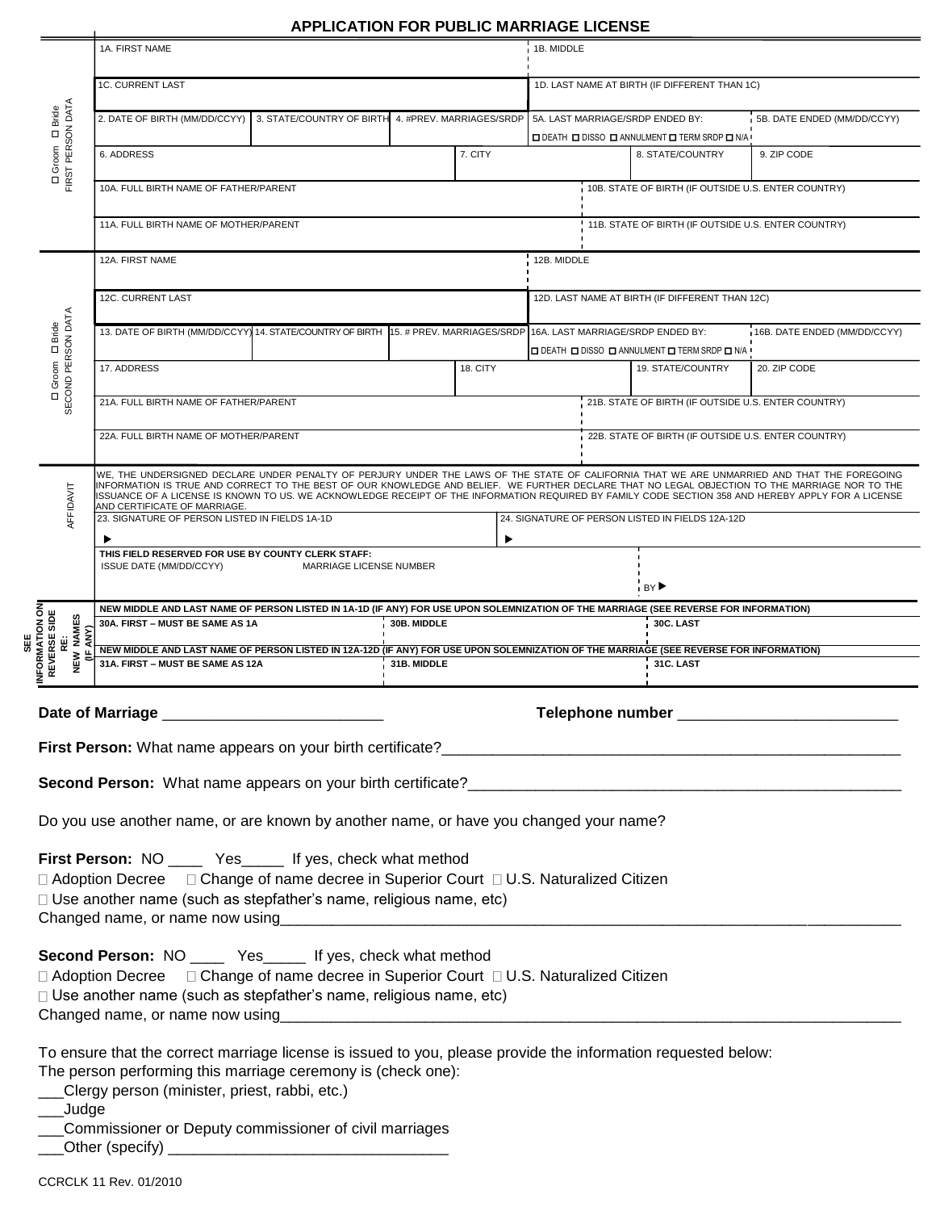# APPLICATION FOR PUBLIC MARRIAGE LICENSE

**☐ Groom ☐ Bride — FIRST PERSON DATA**

| 1A. FIRST NAME | | | | 1B. MIDDLE | |
|---|---|---|---|---|---|
| 1C. CURRENT LAST | | | | 1D. LAST NAME AT BIRTH (IF DIFFERENT THAN 1C) | |
| 2. DATE OF BIRTH (MM/DD/CCYY) | 3. STATE/COUNTRY OF BIRTH | 4. #PREV. MARRIAGES/SRDP | 5A. LAST MARRIAGE/SRDP ENDED BY: ☐ DEATH ☐ DISSO ☐ ANNULMENT ☐ TERM SRDP ☐ N/A | | 5B. DATE ENDED (MM/DD/CCYY) |
| 6. ADDRESS | | 7. CITY | | 8. STATE/COUNTRY | 9. ZIP CODE |
| 10A. FULL BIRTH NAME OF FATHER/PARENT | | | | 10B. STATE OF BIRTH (IF OUTSIDE U.S. ENTER COUNTRY) | |
| 11A. FULL BIRTH NAME OF MOTHER/PARENT | | | | 11B. STATE OF BIRTH (IF OUTSIDE U.S. ENTER COUNTRY) | |

**☐ Groom ☐ Bride — SECOND PERSON DATA**

| 12A. FIRST NAME | | | | 12B. MIDDLE | |
|---|---|---|---|---|---|
| 12C. CURRENT LAST | | | | 12D. LAST NAME AT BIRTH (IF DIFFERENT THAN 12C) | |
| 13. DATE OF BIRTH (MM/DD/CCYY) | 14. STATE/COUNTRY OF BIRTH | 15. # PREV. MARRIAGES/SRDP | 16A. LAST MARRIAGE/SRDP ENDED BY: ☐ DEATH ☐ DISSO ☐ ANNULMENT ☐ TERM SRDP ☐ N/A | | 16B. DATE ENDED (MM/DD/CCYY) |
| 17. ADDRESS | | 18. CITY | | 19. STATE/COUNTRY | 20. ZIP CODE |
| 21A. FULL BIRTH NAME OF FATHER/PARENT | | | | 21B. STATE OF BIRTH (IF OUTSIDE U.S. ENTER COUNTRY) | |
| 22A. FULL BIRTH NAME OF MOTHER/PARENT | | | | 22B. STATE OF BIRTH (IF OUTSIDE U.S. ENTER COUNTRY) | |

**AFFIDAVIT**

WE, THE UNDERSIGNED DECLARE UNDER PENALTY OF PERJURY UNDER THE LAWS OF THE STATE OF CALIFORNIA THAT WE ARE UNMARRIED AND THAT THE FOREGOING INFORMATION IS TRUE AND CORRECT TO THE BEST OF OUR KNOWLEDGE AND BELIEF. WE FURTHER DECLARE THAT NO LEGAL OBJECTION TO THE MARRIAGE NOR TO THE ISSUANCE OF A LICENSE IS KNOWN TO US. WE ACKNOWLEDGE RECEIPT OF THE INFORMATION REQUIRED BY FAMILY CODE SECTION 358 AND HEREBY APPLY FOR A LICENSE AND CERTIFICATE OF MARRIAGE.

| 23. SIGNATURE OF PERSON LISTED IN FIELDS 1A-1D | 24. SIGNATURE OF PERSON LISTED IN FIELDS 12A-12D |
|---|---|
| ▶ | ▶ |

**THIS FIELD RESERVED FOR USE BY COUNTY CLERK STAFF:**

| ISSUE DATE (MM/DD/CCYY) | MARRIAGE LICENSE NUMBER | BY ▶ |
|---|---|---|
| | | |

**SEE INFORMATION ON REVERSE SIDE RE: NEW NAMES (IF ANY)**

**NEW MIDDLE AND LAST NAME OF PERSON LISTED IN 1A-1D (IF ANY) FOR USE UPON SOLEMNIZATION OF THE MARRIAGE (SEE REVERSE FOR INFORMATION)**

| 30A. FIRST – MUST BE SAME AS 1A | 30B. MIDDLE | 30C. LAST |
|---|---|---|
| | | |

**NEW MIDDLE AND LAST NAME OF PERSON LISTED IN 12A-12D (IF ANY) FOR USE UPON SOLEMNIZATION OF THE MARRIAGE (SEE REVERSE FOR INFORMATION)**

| 31A. FIRST – MUST BE SAME AS 12A | 31B. MIDDLE | 31C. LAST |
|---|---|---|
| | | |

**Date of Marriage** __________________________ **Telephone number** __________________________

**First Person:** What name appears on your birth certificate?______________________________________________________

**Second Person:** What name appears on your birth certificate?____________________________________________________

Do you use another name, or are known by another name, or have you changed your name?

**First Person:** NO ____ Yes_____ If yes, check what method

☐ Adoption Decree ☐ Change of name decree in Superior Court ☐ U.S. Naturalized Citizen

☐ Use another name (such as stepfather's name, religious name, etc)

Changed name, or name now using__________________________________________________________________________

**Second Person:** NO ____ Yes_____ If yes, check what method

☐ Adoption Decree ☐ Change of name decree in Superior Court ☐ U.S. Naturalized Citizen

☐ Use another name (such as stepfather's name, religious name, etc)

Changed name, or name now using__________________________________________________________________________

To ensure that the correct marriage license is issued to you, please provide the information requested below:

The person performing this marriage ceremony is (check one):

___Clergy person (minister, priest, rabbi, etc.)

___Judge

___Commissioner or Deputy commissioner of civil marriages

___Other (specify) _________________________________

CCRCLK 11 Rev. 01/2010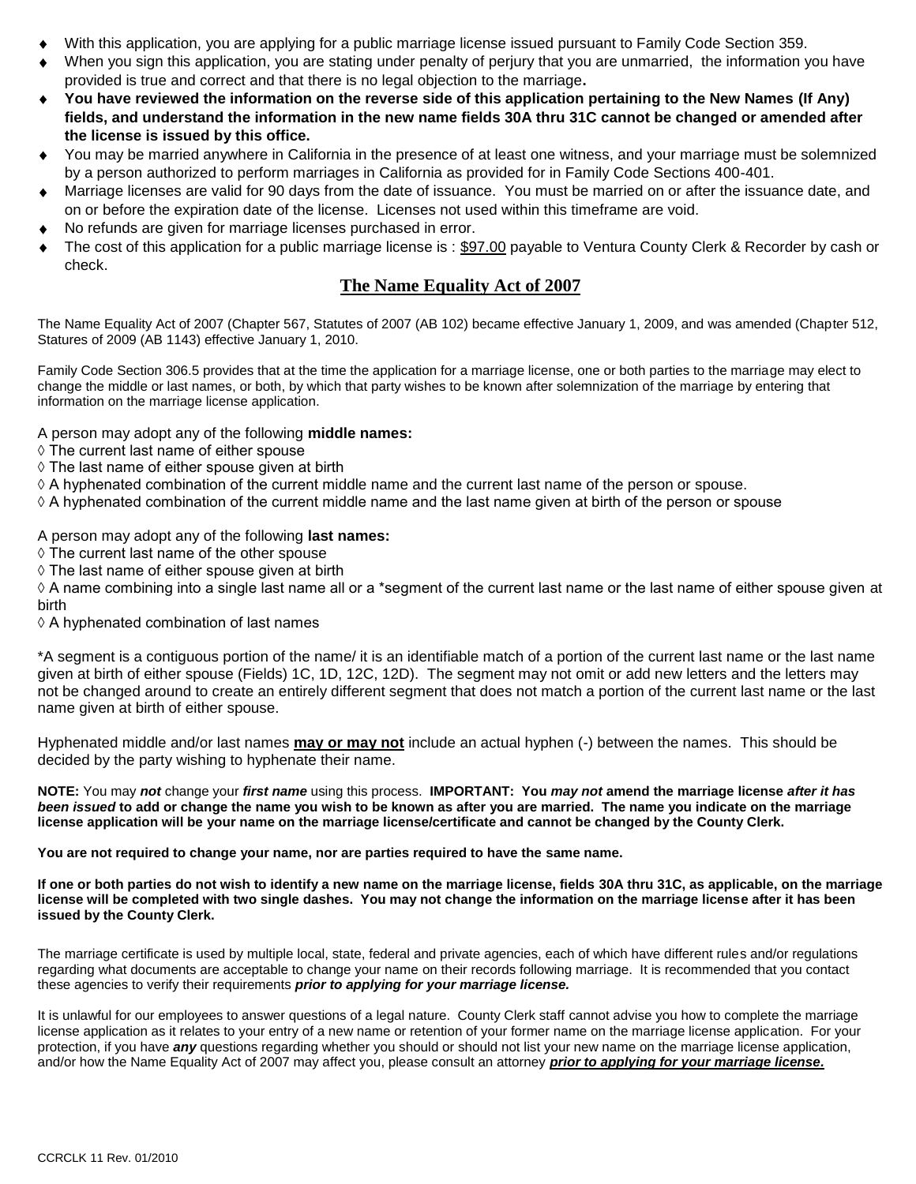- With this application, you are applying for a public marriage license issued pursuant to Family Code Section 359.
- When you sign this application, you are stating under penalty of perjury that you are unmarried, the information you have provided is true and correct and that there is no legal objection to the marriage**.**
- **You have reviewed the information on the reverse side of this application pertaining to the New Names (If Any) fields, and understand the information in the new name fields 30A thru 31C cannot be changed or amended after the license is issued by this office.**
- You may be married anywhere in California in the presence of at least one witness, and your marriage must be solemnized by a person authorized to perform marriages in California as provided for in Family Code Sections 400-401.
- Marriage licenses are valid for 90 days from the date of issuance. You must be married on or after the issuance date, and on or before the expiration date of the license. Licenses not used within this timeframe are void.
- No refunds are given for marriage licenses purchased in error.
- The cost of this application for a public marriage license is : $97.00 payable to Ventura County Clerk & Recorder by cash or check.

## The Name Equality Act of 2007

The Name Equality Act of 2007 (Chapter 567, Statutes of 2007 (AB 102) became effective January 1, 2009, and was amended (Chapter 512, Statures of 2009 (AB 1143) effective January 1, 2010.

Family Code Section 306.5 provides that at the time the application for a marriage license, one or both parties to the marriage may elect to change the middle or last names, or both, by which that party wishes to be known after solemnization of the marriage by entering that information on the marriage license application.

A person may adopt any of the following **middle names:**

◊ The current last name of either spouse
◊ The last name of either spouse given at birth
◊ A hyphenated combination of the current middle name and the current last name of the person or spouse.
◊ A hyphenated combination of the current middle name and the last name given at birth of the person or spouse

A person may adopt any of the following **last names:**

◊ The current last name of the other spouse
◊ The last name of either spouse given at birth
◊ A name combining into a single last name all or a *segment of the current last name or the last name of either spouse given at birth
◊ A hyphenated combination of last names

*A segment is a contiguous portion of the name/ it is an identifiable match of a portion of the current last name or the last name given at birth of either spouse (Fields) 1C, 1D, 12C, 12D). The segment may not omit or add new letters and the letters may not be changed around to create an entirely different segment that does not match a portion of the current last name or the last name given at birth of either spouse.

Hyphenated middle and/or last names **may or may not** include an actual hyphen (-) between the names. This should be decided by the party wishing to hyphenate their name.

**NOTE:** You may ***not*** change your ***first name*** using this process. **IMPORTANT: You *may not* amend the marriage license *after it has been issued* to add or change the name you wish to be known as after you are married. The name you indicate on the marriage license application will be your name on the marriage license/certificate and cannot be changed by the County Clerk.**

**You are not required to change your name, nor are parties required to have the same name.**

**If one or both parties do not wish to identify a new name on the marriage license, fields 30A thru 31C, as applicable, on the marriage license will be completed with two single dashes. You may not change the information on the marriage license after it has been issued by the County Clerk.**

The marriage certificate is used by multiple local, state, federal and private agencies, each of which have different rules and/or regulations regarding what documents are acceptable to change your name on their records following marriage. It is recommended that you contact these agencies to verify their requirements ***prior to applying for your marriage license.***

It is unlawful for our employees to answer questions of a legal nature. County Clerk staff cannot advise you how to complete the marriage license application as it relates to your entry of a new name or retention of your former name on the marriage license application. For your protection, if you have ***any*** questions regarding whether you should or should not list your new name on the marriage license application, and/or how the Name Equality Act of 2007 may affect you, please consult an attorney ***prior to applying for your marriage license.***

CCRCLK 11 Rev. 01/2010